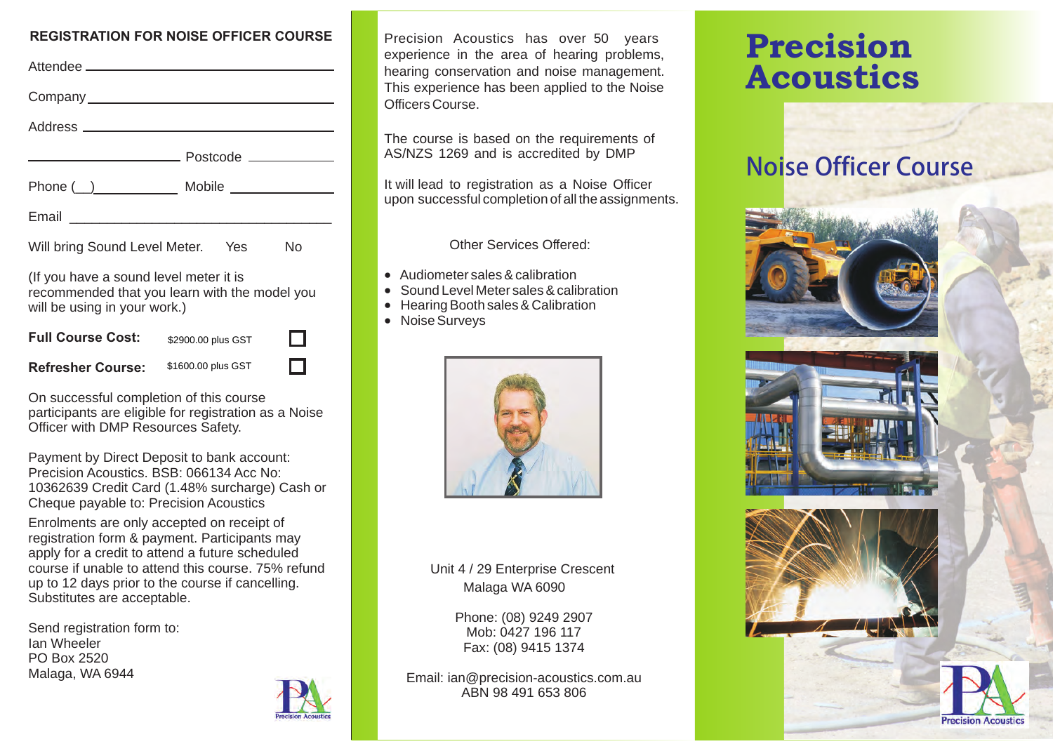**REGISTRATION FOR NOISE OFFICER COURSE**

Attendee \_\_\_\_\_\_\_\_\_\_\_\_\_\_\_\_\_\_\_\_\_\_\_\_\_\_\_\_\_\_\_\_

Company \_\_\_\_\_\_\_\_\_\_\_\_\_\_\_\_\_\_\_\_\_\_\_\_\_\_\_\_\_\_\_\_

Address \_\_\_\_\_\_\_\_\_\_\_\_\_\_\_\_\_\_\_\_\_\_\_\_\_\_\_\_\_\_\_\_

\_\_\_\_\_\_\_\_\_\_\_\_\_\_\_\_\_\_\_\_ Postcode \_\_\_\_\_\_\_\_\_\_

Phone (\_\_)\_\_\_\_\_\_\_\_\_\_ Mobile \_\_\_\_\_\_\_\_\_\_\_\_

Email \_\_\_\_\_\_\_\_\_\_\_\_\_\_\_\_\_\_\_\_\_\_\_\_\_\_\_\_\_\_\_\_

Will bring Sound Level Meter. Yes No

(If you have a sound level meter it is recommended that you learn with the model you will be using in your work.)

| | | |
|---|---|---|
| **Full Course Cost:** | $2900.00 plus GST | ☐ |
| **Refresher Course:** | $1600.00 plus GST | ☐ |

On successful completion of this course participants are eligible for registration as a Noise Officer with DMP Resources Safety.

Payment by Direct Deposit to bank account: Precision Acoustics. BSB: 066134 Acc No: 10362639 Credit Card (1.48% surcharge) Cash or Cheque payable to: Precision Acoustics

Enrolments are only accepted on receipt of registration form & payment. Participants may apply for a credit to attend a future scheduled course if unable to attend this course. 75% refund up to 12 days prior to the course if cancelling. Substitutes are acceptable.

Send registration form to:
Ian Wheeler
PO Box 2520
Malaga, WA 6944

Precision Acoustics has over 50 years experience in the area of hearing problems, hearing conservation and noise management. This experience has been applied to the Noise Officers Course.

The course is based on the requirements of AS/NZS 1269 and is accredited by DMP

It will lead to registration as a Noise Officer upon successful completion of all the assignments.

Other Services Offered:

- Audiometer sales & calibration
- Sound Level Meter sales & calibration
- Hearing Booth sales & Calibration
- Noise Surveys

Unit 4 / 29 Enterprise Crescent
Malaga WA 6090

Phone: (08) 9249 2907
Mob: 0427 196 117
Fax: (08) 9415 1374

Email: ian@precision-acoustics.com.au
ABN 98 491 653 806

# Precision Acoustics

## Noise Officer Course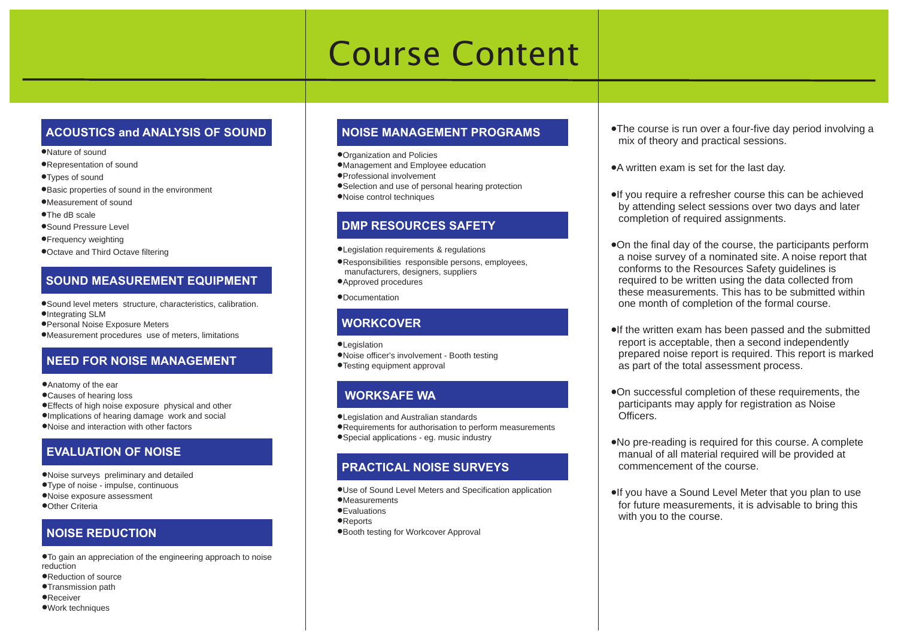# Course Content

## ACOUSTICS and ANALYSIS OF SOUND

- Nature of sound
- Representation of sound
- Types of sound
- Basic properties of sound in the environment
- Measurement of sound
- The dB scale
- Sound Pressure Level
- Frequency weighting
- Octave and Third Octave filtering

## SOUND MEASUREMENT EQUIPMENT

- Sound level meters structure, characteristics, calibration.
- Integrating SLM
- Personal Noise Exposure Meters
- Measurement procedures use of meters, limitations

## NEED FOR NOISE MANAGEMENT

- Anatomy of the ear
- Causes of hearing loss
- Effects of high noise exposure physical and other
- Implications of hearing damage work and social
- Noise and interaction with other factors

## EVALUATION OF NOISE

- Noise surveys preliminary and detailed
- Type of noise - impulse, continuous
- Noise exposure assessment
- Other Criteria

## NOISE REDUCTION

- To gain an appreciation of the engineering approach to noise reduction
- Reduction of source
- Transmission path
- Receiver
- Work techniques

## NOISE MANAGEMENT PROGRAMS

- Organization and Policies
- Management and Employee education
- Professional involvement
- Selection and use of personal hearing protection
- Noise control techniques

## DMP RESOURCES SAFETY

- Legislation requirements & regulations
- Responsibilities responsible persons, employees, manufacturers, designers, suppliers
- Approved procedures
- Documentation

## WORKCOVER

- Legislation
- Noise officer's involvement - Booth testing
- Testing equipment approval

## WORKSAFE WA

- Legislation and Australian standards
- Requirements for authorisation to perform measurements
- Special applications - eg. music industry

## PRACTICAL NOISE SURVEYS

- Use of Sound Level Meters and Specification application
- Measurements
- Evaluations
- Reports
- Booth testing for Workcover Approval

---

- The course is run over a four-five day period involving a mix of theory and practical sessions.
- A written exam is set for the last day.
- If you require a refresher course this can be achieved by attending select sessions over two days and later completion of required assignments.
- On the final day of the course, the participants perform a noise survey of a nominated site. A noise report that conforms to the Resources Safety guidelines is required to be written using the data collected from these measurements. This has to be submitted within one month of completion of the formal course.
- If the written exam has been passed and the submitted report is acceptable, then a second independently prepared noise report is required. This report is marked as part of the total assessment process.
- On successful completion of these requirements, the participants may apply for registration as Noise Officers.
- No pre-reading is required for this course. A complete manual of all material required will be provided at commencement of the course.
- If you have a Sound Level Meter that you plan to use for future measurements, it is advisable to bring this with you to the course.